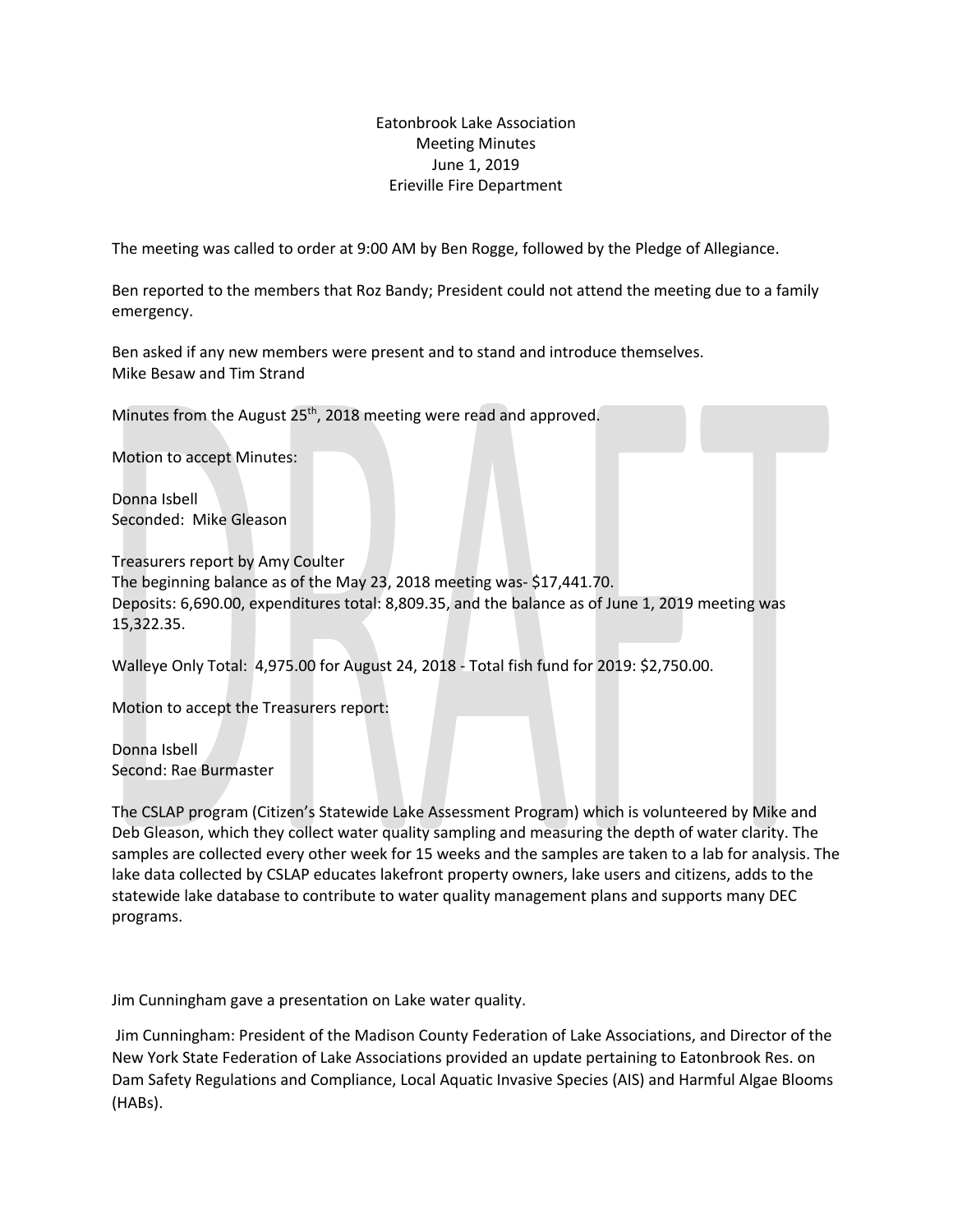Eatonbrook Lake Association
Meeting Minutes
June 1, 2019
Erieville Fire Department

The meeting was called to order at 9:00 AM by Ben Rogge, followed by the Pledge of Allegiance.

Ben reported to the members that Roz Bandy; President could not attend the meeting due to a family emergency.

Ben asked if any new members were present and to stand and introduce themselves.
Mike Besaw and Tim Strand

Minutes from the August 25th, 2018 meeting were read and approved.

Motion to accept Minutes:

Donna Isbell
Seconded: Mike Gleason

Treasurers report by Amy Coulter
The beginning balance as of the May 23, 2018 meeting was- $17,441.70.
Deposits: 6,690.00, expenditures total: 8,809.35, and the balance as of June 1, 2019 meeting was 15,322.35.

Walleye Only Total: 4,975.00 for August 24, 2018 - Total fish fund for 2019: $2,750.00.

Motion to accept the Treasurers report:

Donna Isbell
Second: Rae Burmaster

The CSLAP program (Citizen's Statewide Lake Assessment Program) which is volunteered by Mike and Deb Gleason, which they collect water quality sampling and measuring the depth of water clarity. The samples are collected every other week for 15 weeks and the samples are taken to a lab for analysis. The lake data collected by CSLAP educates lakefront property owners, lake users and citizens, adds to the statewide lake database to contribute to water quality management plans and supports many DEC programs.

Jim Cunningham gave a presentation on Lake water quality.

Jim Cunningham: President of the Madison County Federation of Lake Associations, and Director of the New York State Federation of Lake Associations provided an update pertaining to Eatonbrook Res. on Dam Safety Regulations and Compliance, Local Aquatic Invasive Species (AIS) and Harmful Algae Blooms (HABs).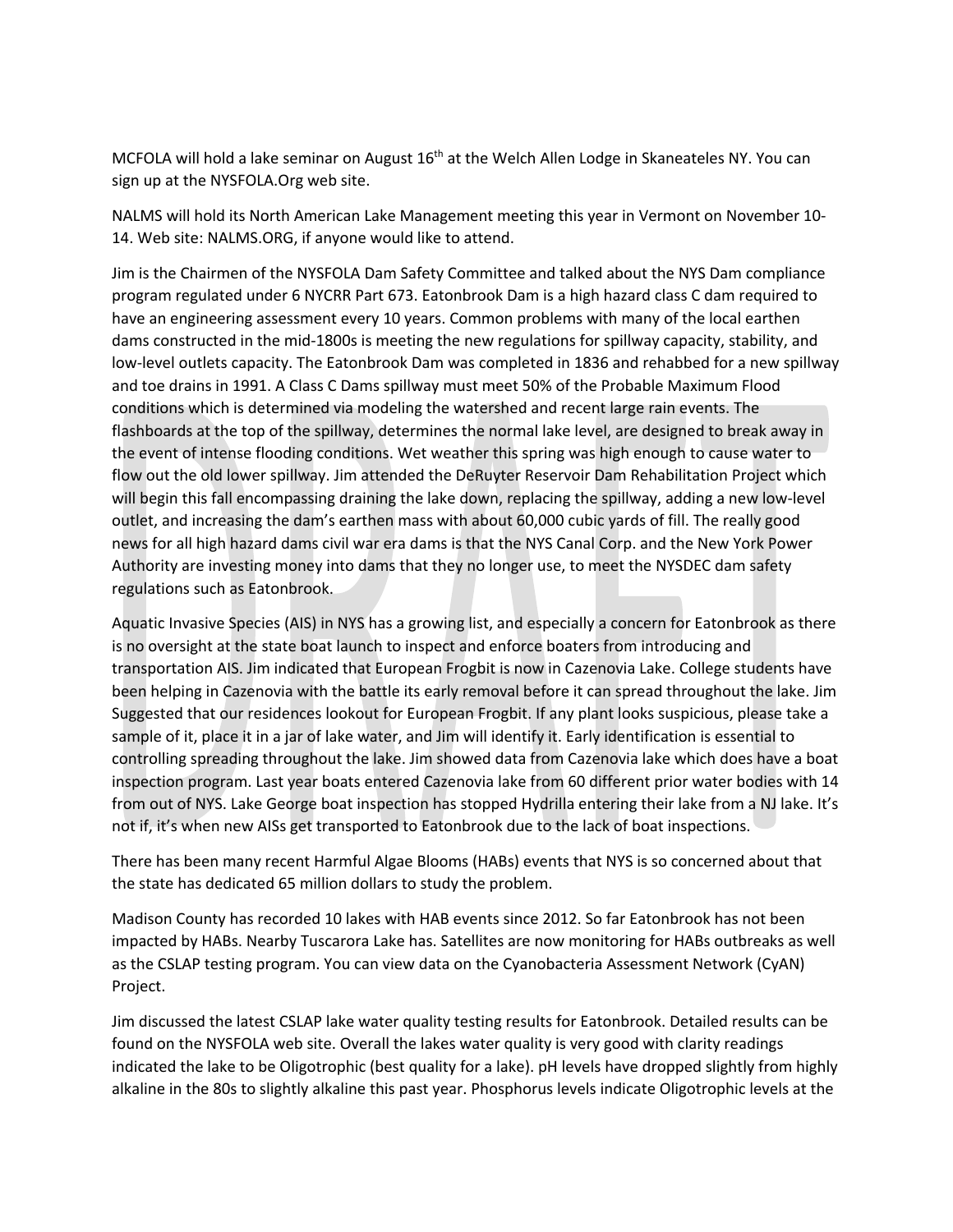MCFOLA will hold a lake seminar on August 16th at the Welch Allen Lodge in Skaneateles NY. You can sign up at the NYSFOLA.Org web site.

NALMS will hold its North American Lake Management meeting this year in Vermont on November 10-14. Web site: NALMS.ORG, if anyone would like to attend.

Jim is the Chairmen of the NYSFOLA Dam Safety Committee and talked about the NYS Dam compliance program regulated under 6 NYCRR Part 673. Eatonbrook Dam is a high hazard class C dam required to have an engineering assessment every 10 years. Common problems with many of the local earthen dams constructed in the mid-1800s is meeting the new regulations for spillway capacity, stability, and low-level outlets capacity. The Eatonbrook Dam was completed in 1836 and rehabbed for a new spillway and toe drains in 1991. A Class C Dams spillway must meet 50% of the Probable Maximum Flood conditions which is determined via modeling the watershed and recent large rain events. The flashboards at the top of the spillway, determines the normal lake level, are designed to break away in the event of intense flooding conditions. Wet weather this spring was high enough to cause water to flow out the old lower spillway. Jim attended the DeRuyter Reservoir Dam Rehabilitation Project which will begin this fall encompassing draining the lake down, replacing the spillway, adding a new low-level outlet, and increasing the dam's earthen mass with about 60,000 cubic yards of fill. The really good news for all high hazard dams civil war era dams is that the NYS Canal Corp. and the New York Power Authority are investing money into dams that they no longer use, to meet the NYSDEC dam safety regulations such as Eatonbrook.

Aquatic Invasive Species (AIS) in NYS has a growing list, and especially a concern for Eatonbrook as there is no oversight at the state boat launch to inspect and enforce boaters from introducing and transportation AIS. Jim indicated that European Frogbit is now in Cazenovia Lake. College students have been helping in Cazenovia with the battle its early removal before it can spread throughout the lake. Jim Suggested that our residences lookout for European Frogbit. If any plant looks suspicious, please take a sample of it, place it in a jar of lake water, and Jim will identify it. Early identification is essential to controlling spreading throughout the lake. Jim showed data from Cazenovia lake which does have a boat inspection program. Last year boats entered Cazenovia lake from 60 different prior water bodies with 14 from out of NYS. Lake George boat inspection has stopped Hydrilla entering their lake from a NJ lake. It's not if, it's when new AISs get transported to Eatonbrook due to the lack of boat inspections.

There has been many recent Harmful Algae Blooms (HABs) events that NYS is so concerned about that the state has dedicated 65 million dollars to study the problem.

Madison County has recorded 10 lakes with HAB events since 2012. So far Eatonbrook has not been impacted by HABs. Nearby Tuscarora Lake has. Satellites are now monitoring for HABs outbreaks as well as the CSLAP testing program. You can view data on the Cyanobacteria Assessment Network (CyAN) Project.

Jim discussed the latest CSLAP lake water quality testing results for Eatonbrook. Detailed results can be found on the NYSFOLA web site. Overall the lakes water quality is very good with clarity readings indicated the lake to be Oligotrophic (best quality for a lake). pH levels have dropped slightly from highly alkaline in the 80s to slightly alkaline this past year. Phosphorus levels indicate Oligotrophic levels at the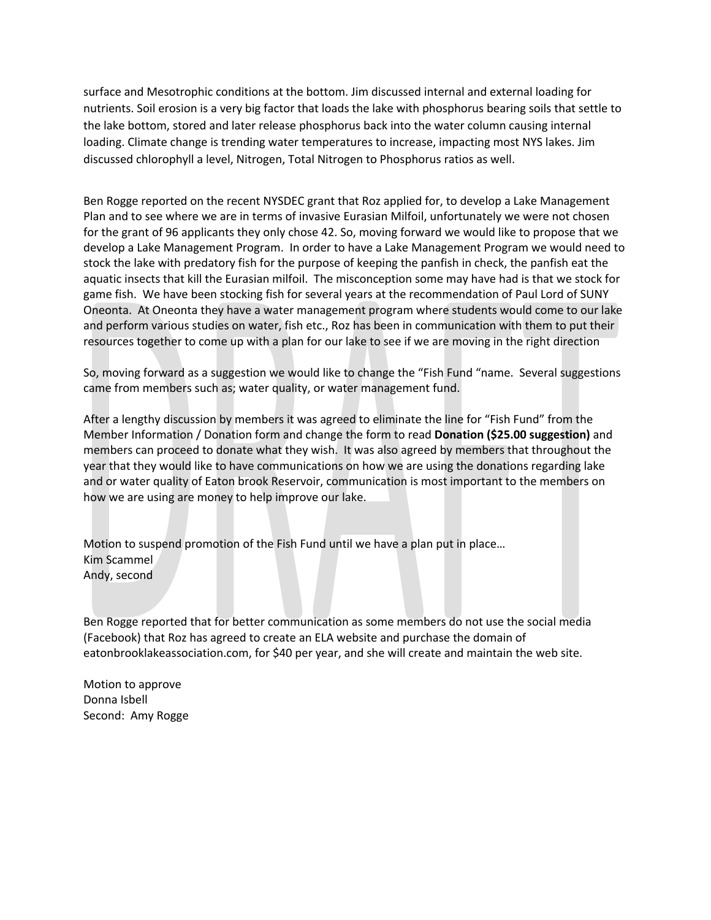surface and Mesotrophic conditions at the bottom. Jim discussed internal and external loading for nutrients. Soil erosion is a very big factor that loads the lake with phosphorus bearing soils that settle to the lake bottom, stored and later release phosphorus back into the water column causing internal loading. Climate change is trending water temperatures to increase, impacting most NYS lakes. Jim discussed chlorophyll a level, Nitrogen, Total Nitrogen to Phosphorus ratios as well.

Ben Rogge reported on the recent NYSDEC grant that Roz applied for, to develop a Lake Management Plan and to see where we are in terms of invasive Eurasian Milfoil, unfortunately we were not chosen for the grant of 96 applicants they only chose 42. So, moving forward we would like to propose that we develop a Lake Management Program. In order to have a Lake Management Program we would need to stock the lake with predatory fish for the purpose of keeping the panfish in check, the panfish eat the aquatic insects that kill the Eurasian milfoil. The misconception some may have had is that we stock for game fish. We have been stocking fish for several years at the recommendation of Paul Lord of SUNY Oneonta. At Oneonta they have a water management program where students would come to our lake and perform various studies on water, fish etc., Roz has been in communication with them to put their resources together to come up with a plan for our lake to see if we are moving in the right direction

So, moving forward as a suggestion we would like to change the "Fish Fund "name. Several suggestions came from members such as; water quality, or water management fund.

After a lengthy discussion by members it was agreed to eliminate the line for "Fish Fund" from the Member Information / Donation form and change the form to read **Donation ($25.00 suggestion)** and members can proceed to donate what they wish. It was also agreed by members that throughout the year that they would like to have communications on how we are using the donations regarding lake and or water quality of Eaton brook Reservoir, communication is most important to the members on how we are using are money to help improve our lake.

Motion to suspend promotion of the Fish Fund until we have a plan put in place…  
Kim Scammel  
Andy, second

Ben Rogge reported that for better communication as some members do not use the social media (Facebook) that Roz has agreed to create an ELA website and purchase the domain of eatonbrooklakeassociation.com, for $40 per year, and she will create and maintain the web site.

Motion to approve  
Donna Isbell  
Second: Amy Rogge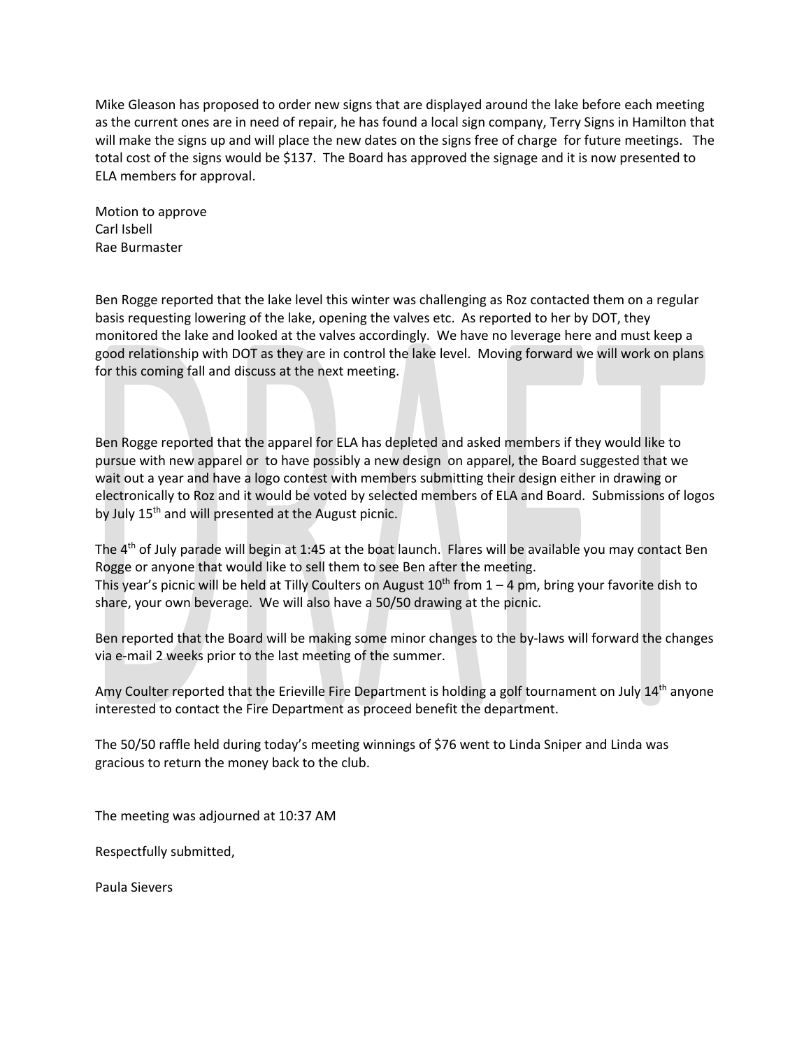Mike Gleason has proposed to order new signs that are displayed around the lake before each meeting as the current ones are in need of repair, he has found a local sign company, Terry Signs in Hamilton that will make the signs up and will place the new dates on the signs free of charge for future meetings. The total cost of the signs would be $137. The Board has approved the signage and it is now presented to ELA members for approval.

Motion to approve
Carl Isbell
Rae Burmaster

Ben Rogge reported that the lake level this winter was challenging as Roz contacted them on a regular basis requesting lowering of the lake, opening the valves etc. As reported to her by DOT, they monitored the lake and looked at the valves accordingly. We have no leverage here and must keep a good relationship with DOT as they are in control the lake level. Moving forward we will work on plans for this coming fall and discuss at the next meeting.

Ben Rogge reported that the apparel for ELA has depleted and asked members if they would like to pursue with new apparel or to have possibly a new design on apparel, the Board suggested that we wait out a year and have a logo contest with members submitting their design either in drawing or electronically to Roz and it would be voted by selected members of ELA and Board. Submissions of logos by July 15th and will presented at the August picnic.

The 4th of July parade will begin at 1:45 at the boat launch. Flares will be available you may contact Ben Rogge or anyone that would like to sell them to see Ben after the meeting.
This year's picnic will be held at Tilly Coulters on August 10th from 1 – 4 pm, bring your favorite dish to share, your own beverage. We will also have a 50/50 drawing at the picnic.

Ben reported that the Board will be making some minor changes to the by-laws will forward the changes via e-mail 2 weeks prior to the last meeting of the summer.

Amy Coulter reported that the Erieville Fire Department is holding a golf tournament on July 14th anyone interested to contact the Fire Department as proceed benefit the department.

The 50/50 raffle held during today's meeting winnings of $76 went to Linda Sniper and Linda was gracious to return the money back to the club.

The meeting was adjourned at 10:37 AM

Respectfully submitted,

Paula Sievers